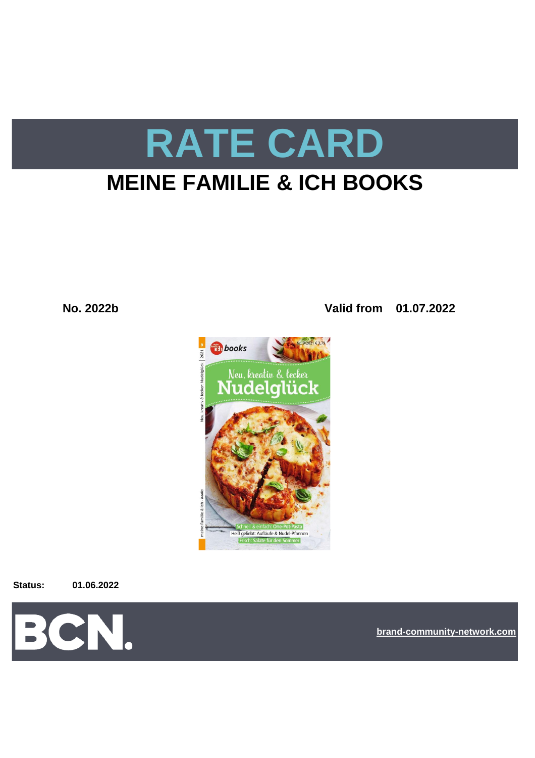# RATE CARD

## MEINE FAMILIE & ICH BOOKS

**No. 2022b** **Valid from 01.07.2022**

**Status:** **01.06.2022**

**brand-community-network.com**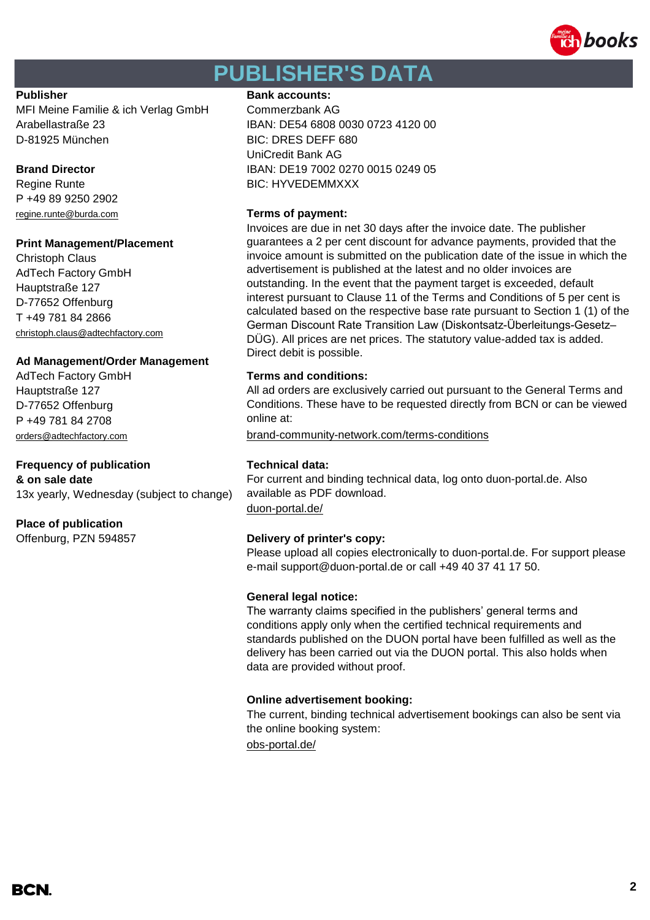# PUBLISHER'S DATA

**Publisher**
MFI Meine Familie & ich Verlag GmbH
Arabellastraße 23
D-81925 München

**Brand Director**
Regine Runte
P +49 89 9250 2902
regine.runte@burda.com

**Print Management/Placement**
Christoph Claus
AdTech Factory GmbH
Hauptstraße 127
D-77652 Offenburg
T +49 781 84 2866
christoph.claus@adtechfactory.com

**Ad Management/Order Management**
AdTech Factory GmbH
Hauptstraße 127
D-77652 Offenburg
P +49 781 84 2708
orders@adtechfactory.com

**Frequency of publication & on sale date**
13x yearly, Wednesday (subject to change)

**Place of publication**
Offenburg, PZN 594857

**Bank accounts:**
Commerzbank AG
IBAN: DE54 6808 0030 0723 4120 00
BIC: DRES DEFF 680
UniCredit Bank AG
IBAN: DE19 7002 0270 0015 0249 05
BIC: HYVEDEMMXXX

**Terms of payment:**
Invoices are due in net 30 days after the invoice date. The publisher guarantees a 2 per cent discount for advance payments, provided that the invoice amount is submitted on the publication date of the issue in which the advertisement is published at the latest and no older invoices are outstanding. In the event that the payment target is exceeded, default interest pursuant to Clause 11 of the Terms and Conditions of 5 per cent is calculated based on the respective base rate pursuant to Section 1 (1) of the German Discount Rate Transition Law (Diskontsatz-Überleitungs-Gesetz–DÜG). All prices are net prices. The statutory value-added tax is added. Direct debit is possible.

**Terms and conditions:**
All ad orders are exclusively carried out pursuant to the General Terms and Conditions. These have to be requested directly from BCN or can be viewed online at:
brand-community-network.com/terms-conditions

**Technical data:**
For current and binding technical data, log onto duon-portal.de. Also available as PDF download.
duon-portal.de/

**Delivery of printer's copy:**
Please upload all copies electronically to duon-portal.de. For support please e-mail support@duon-portal.de or call +49 40 37 41 17 50.

**General legal notice:**
The warranty claims specified in the publishers' general terms and conditions apply only when the certified technical requirements and standards published on the DUON portal have been fulfilled as well as the delivery has been carried out via the DUON portal. This also holds when data are provided without proof.

**Online advertisement booking:**
The current, binding technical advertisement bookings can also be sent via the online booking system:
obs-portal.de/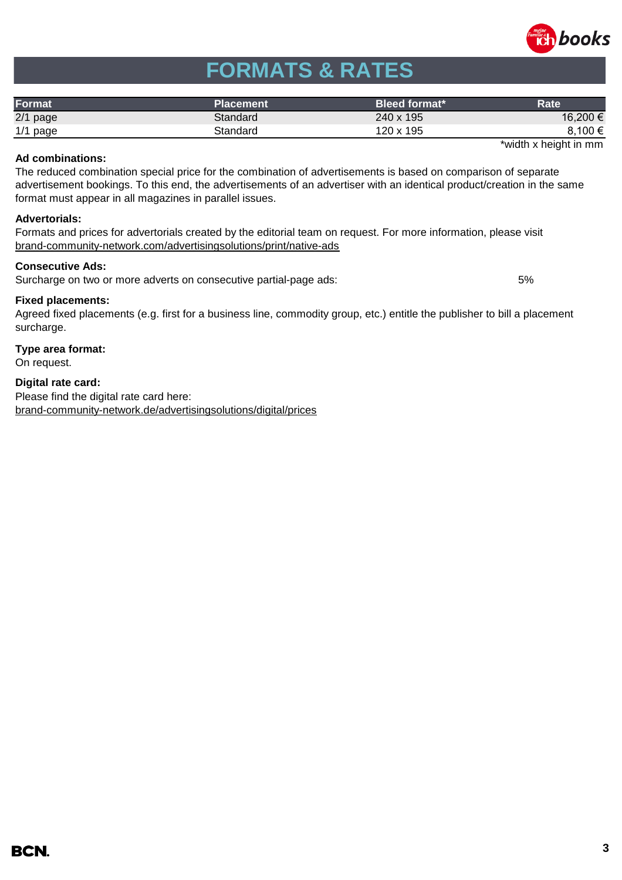# FORMATS & RATES

| Format | Placement | Bleed format* | Rate |
| --- | --- | --- | --- |
| 2/1 page | Standard | 240 x 195 | 16,200 € |
| 1/1 page | Standard | 120 x 195 | 8,100 € |

*width x height in mm

**Ad combinations:**
The reduced combination special price for the combination of advertisements is based on comparison of separate advertisement bookings. To this end, the advertisements of an advertiser with an identical product/creation in the same format must appear in all magazines in parallel issues.

**Advertorials:**
Formats and prices for advertorials created by the editorial team on request. For more information, please visit brand-community-network.com/advertisingsolutions/print/native-ads

**Consecutive Ads:**
Surcharge on two or more adverts on consecutive partial-page ads: 5%

**Fixed placements:**
Agreed fixed placements (e.g. first for a business line, commodity group, etc.) entitle the publisher to bill a placement surcharge.

**Type area format:**
On request.

**Digital rate card:**
Please find the digital rate card here:
brand-community-network.de/advertisingsolutions/digital/prices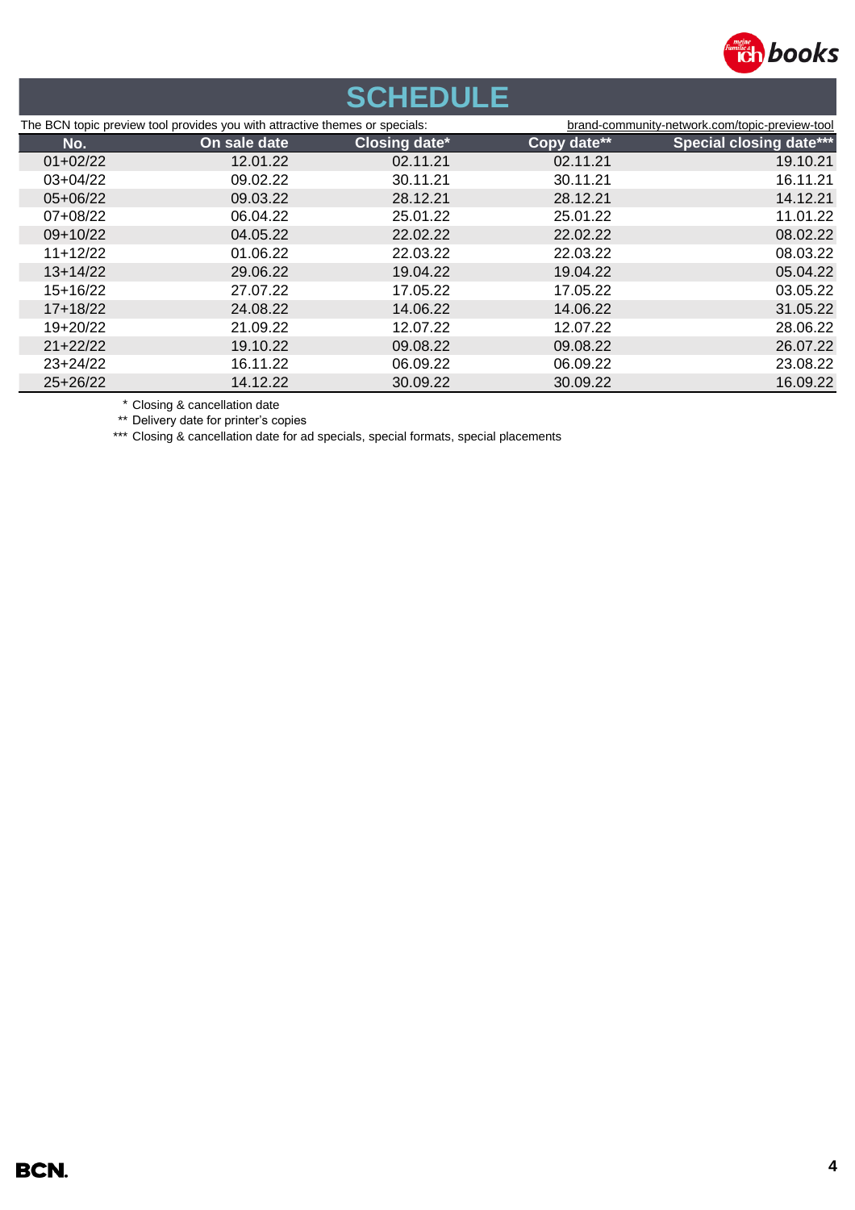# SCHEDULE

The BCN topic preview tool provides you with attractive themes or specials: brand-community-network.com/topic-preview-tool

| No. | On sale date | Closing date* | Copy date** | Special closing date*** |
|---|---|---|---|---|
| 01+02/22 | 12.01.22 | 02.11.21 | 02.11.21 | 19.10.21 |
| 03+04/22 | 09.02.22 | 30.11.21 | 30.11.21 | 16.11.21 |
| 05+06/22 | 09.03.22 | 28.12.21 | 28.12.21 | 14.12.21 |
| 07+08/22 | 06.04.22 | 25.01.22 | 25.01.22 | 11.01.22 |
| 09+10/22 | 04.05.22 | 22.02.22 | 22.02.22 | 08.02.22 |
| 11+12/22 | 01.06.22 | 22.03.22 | 22.03.22 | 08.03.22 |
| 13+14/22 | 29.06.22 | 19.04.22 | 19.04.22 | 05.04.22 |
| 15+16/22 | 27.07.22 | 17.05.22 | 17.05.22 | 03.05.22 |
| 17+18/22 | 24.08.22 | 14.06.22 | 14.06.22 | 31.05.22 |
| 19+20/22 | 21.09.22 | 12.07.22 | 12.07.22 | 28.06.22 |
| 21+22/22 | 19.10.22 | 09.08.22 | 09.08.22 | 26.07.22 |
| 23+24/22 | 16.11.22 | 06.09.22 | 06.09.22 | 23.08.22 |
| 25+26/22 | 14.12.22 | 30.09.22 | 30.09.22 | 16.09.22 |

\* Closing & cancellation date

** Delivery date for printer's copies

*** Closing & cancellation date for ad specials, special formats, special placements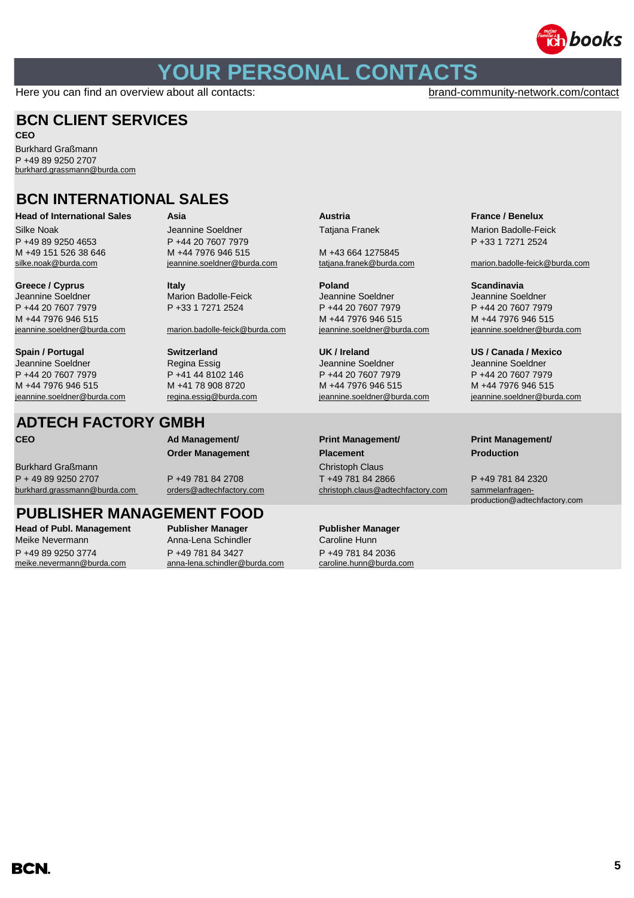# YOUR PERSONAL CONTACTS

Here you can find an overview about all contacts: brand-community-network.com/contact

## BCN CLIENT SERVICES

**CEO**

Burkhard Graßmann
P +49 89 9250 2707
burkhard.grassmann@burda.com

## BCN INTERNATIONAL SALES

**Head of International Sales**
Silke Noak
P +49 89 9250 4653
M +49 151 526 38 646
silke.noak@burda.com

**Asia**
Jeannine Soeldner
P +44 20 7607 7979
M +44 7976 946 515
jeannine.soeldner@burda.com

**Austria**
Tatjana Franek
M +43 664 1275845
tatjana.franek@burda.com

**France / Benelux**
Marion Badolle-Feick
P +33 1 7271 2524
marion.badolle-feick@burda.com

**Greece / Cyprus**
Jeannine Soeldner
P +44 20 7607 7979
M +44 7976 946 515
jeannine.soeldner@burda.com

**Italy**
Marion Badolle-Feick
P +33 1 7271 2524
marion.badolle-feick@burda.com

**Poland**
Jeannine Soeldner
P +44 20 7607 7979
M +44 7976 946 515
jeannine.soeldner@burda.com

**Scandinavia**
Jeannine Soeldner
P +44 20 7607 7979
M +44 7976 946 515
jeannine.soeldner@burda.com

**Spain / Portugal**
Jeannine Soeldner
P +44 20 7607 7979
M +44 7976 946 515
jeannine.soeldner@burda.com

**Switzerland**
Regina Essig
P +41 44 8102 146
M +41 78 908 8720
regina.essig@burda.com

**UK / Ireland**
Jeannine Soeldner
P +44 20 7607 7979
M +44 7976 946 515
jeannine.soeldner@burda.com

**US / Canada / Mexico**
Jeannine Soeldner
P +44 20 7607 7979
M +44 7976 946 515
jeannine.soeldner@burda.com

## ADTECH FACTORY GMBH

**CEO**
Burkhard Graßmann
P + 49 89 9250 2707
burkhard.grassmann@burda.com

**Ad Management/ Order Management**
P +49 781 84 2708
orders@adtechfactory.com

**Print Management/ Placement**
Christoph Claus
T +49 781 84 2866
christoph.claus@adtechfactory.com

**Print Management/ Production**
P +49 781 84 2320
sammelanfragen-production@adtechfactory.com

## PUBLISHER MANAGEMENT FOOD

**Head of Publ. Management**
Meike Nevermann
P +49 89 9250 3774
meike.nevermann@burda.com

**Publisher Manager**
Anna-Lena Schindler
P +49 781 84 3427
anna-lena.schindler@burda.com

**Publisher Manager**
Caroline Hunn
P +49 781 84 2036
caroline.hunn@burda.com